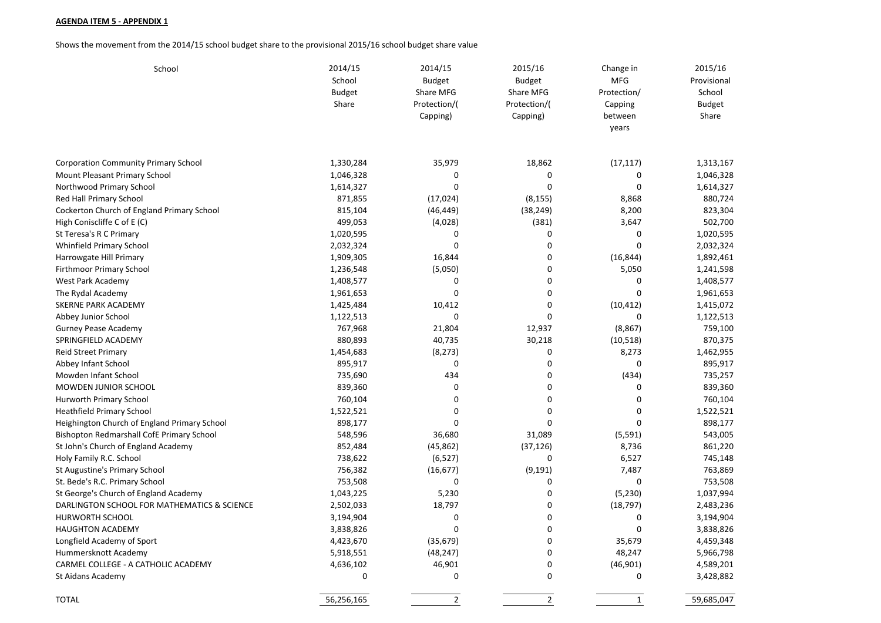**AGENDA ITEM 5 - APPENDIX 1**

Shows the movement from the 2014/15 school budget share to the provisional 2015/16 school budget share value

| School | 2014/15 School Budget Share | 2014/15 Budget Share MFG Protection/( Capping) | 2015/16 Budget Share MFG Protection/( Capping) | Change in MFG Protection/ Capping between years | 2015/16 Provisional School Budget Share |
|---|---|---|---|---|---|
| Corporation Community Primary School | 1,330,284 | 35,979 | 18,862 | (17,117) | 1,313,167 |
| Mount Pleasant Primary School | 1,046,328 | 0 | 0 | 0 | 1,046,328 |
| Northwood Primary School | 1,614,327 | 0 | 0 | 0 | 1,614,327 |
| Red Hall Primary School | 871,855 | (17,024) | (8,155) | 8,868 | 880,724 |
| Cockerton Church of England Primary School | 815,104 | (46,449) | (38,249) | 8,200 | 823,304 |
| High Coniscliffe C of E (C) | 499,053 | (4,028) | (381) | 3,647 | 502,700 |
| St Teresa's R C Primary | 1,020,595 | 0 | 0 | 0 | 1,020,595 |
| Whinfield Primary School | 2,032,324 | 0 | 0 | 0 | 2,032,324 |
| Harrowgate Hill Primary | 1,909,305 | 16,844 | 0 | (16,844) | 1,892,461 |
| Firthmoor Primary School | 1,236,548 | (5,050) | 0 | 5,050 | 1,241,598 |
| West Park Academy | 1,408,577 | 0 | 0 | 0 | 1,408,577 |
| The Rydal Academy | 1,961,653 | 0 | 0 | 0 | 1,961,653 |
| SKERNE PARK ACADEMY | 1,425,484 | 10,412 | 0 | (10,412) | 1,415,072 |
| Abbey Junior School | 1,122,513 | 0 | 0 | 0 | 1,122,513 |
| Gurney Pease Academy | 767,968 | 21,804 | 12,937 | (8,867) | 759,100 |
| SPRINGFIELD ACADEMY | 880,893 | 40,735 | 30,218 | (10,518) | 870,375 |
| Reid Street Primary | 1,454,683 | (8,273) | 0 | 8,273 | 1,462,955 |
| Abbey Infant School | 895,917 | 0 | 0 | 0 | 895,917 |
| Mowden Infant School | 735,690 | 434 | 0 | (434) | 735,257 |
| MOWDEN JUNIOR SCHOOL | 839,360 | 0 | 0 | 0 | 839,360 |
| Hurworth Primary School | 760,104 | 0 | 0 | 0 | 760,104 |
| Heathfield Primary School | 1,522,521 | 0 | 0 | 0 | 1,522,521 |
| Heighington Church of England Primary School | 898,177 | 0 | 0 | 0 | 898,177 |
| Bishopton Redmarshall CofE Primary School | 548,596 | 36,680 | 31,089 | (5,591) | 543,005 |
| St John's Church of England Academy | 852,484 | (45,862) | (37,126) | 8,736 | 861,220 |
| Holy Family R.C. School | 738,622 | (6,527) | 0 | 6,527 | 745,148 |
| St Augustine's Primary School | 756,382 | (16,677) | (9,191) | 7,487 | 763,869 |
| St. Bede's R.C. Primary School | 753,508 | 0 | 0 | 0 | 753,508 |
| St George's Church of England Academy | 1,043,225 | 5,230 | 0 | (5,230) | 1,037,994 |
| DARLINGTON SCHOOL FOR MATHEMATICS & SCIENCE | 2,502,033 | 18,797 | 0 | (18,797) | 2,483,236 |
| HURWORTH SCHOOL | 3,194,904 | 0 | 0 | 0 | 3,194,904 |
| HAUGHTON ACADEMY | 3,838,826 | 0 | 0 | 0 | 3,838,826 |
| Longfield Academy of Sport | 4,423,670 | (35,679) | 0 | 35,679 | 4,459,348 |
| Hummersknott Academy | 5,918,551 | (48,247) | 0 | 48,247 | 5,966,798 |
| CARMEL COLLEGE - A CATHOLIC ACADEMY | 4,636,102 | 46,901 | 0 | (46,901) | 4,589,201 |
| St Aidans Academy | 0 | 0 | 0 | 0 | 3,428,882 |
| TOTAL | 56,256,165 | 2 | 2 | 1 | 59,685,047 |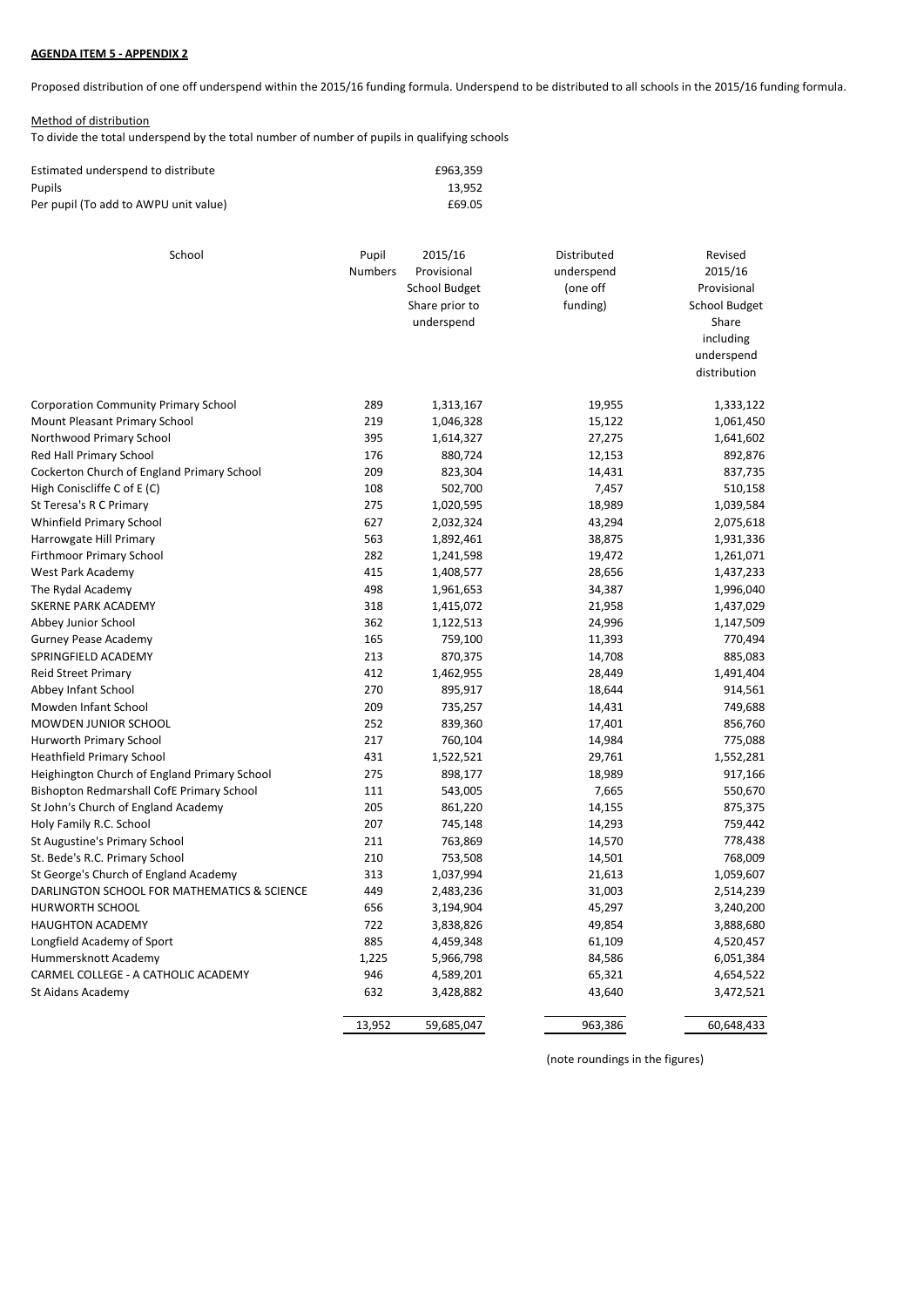**AGENDA ITEM 5 - APPENDIX 2**

Proposed distribution of one off underspend within the 2015/16 funding formula. Underspend to be distributed to all schools in the 2015/16 funding formula.

Method of distribution

To divide the total underspend by the total number of number of pupils in qualifying schools

| | |
|---|---|
| Estimated underspend to distribute | £963,359 |
| Pupils | 13,952 |
| Per pupil (To add to AWPU unit value) | £69.05 |

| School | Pupil Numbers | 2015/16 Provisional School Budget Share prior to underspend | Distributed underspend (one off funding) | Revised 2015/16 Provisional School Budget Share including underspend distribution |
|---|---|---|---|---|
| Corporation Community Primary School | 289 | 1,313,167 | 19,955 | 1,333,122 |
| Mount Pleasant Primary School | 219 | 1,046,328 | 15,122 | 1,061,450 |
| Northwood Primary School | 395 | 1,614,327 | 27,275 | 1,641,602 |
| Red Hall Primary School | 176 | 880,724 | 12,153 | 892,876 |
| Cockerton Church of England Primary School | 209 | 823,304 | 14,431 | 837,735 |
| High Coniscliffe C of E (C) | 108 | 502,700 | 7,457 | 510,158 |
| St Teresa's R C Primary | 275 | 1,020,595 | 18,989 | 1,039,584 |
| Whinfield Primary School | 627 | 2,032,324 | 43,294 | 2,075,618 |
| Harrowgate Hill Primary | 563 | 1,892,461 | 38,875 | 1,931,336 |
| Firthmoor Primary School | 282 | 1,241,598 | 19,472 | 1,261,071 |
| West Park Academy | 415 | 1,408,577 | 28,656 | 1,437,233 |
| The Rydal Academy | 498 | 1,961,653 | 34,387 | 1,996,040 |
| SKERNE PARK ACADEMY | 318 | 1,415,072 | 21,958 | 1,437,029 |
| Abbey Junior School | 362 | 1,122,513 | 24,996 | 1,147,509 |
| Gurney Pease Academy | 165 | 759,100 | 11,393 | 770,494 |
| SPRINGFIELD ACADEMY | 213 | 870,375 | 14,708 | 885,083 |
| Reid Street Primary | 412 | 1,462,955 | 28,449 | 1,491,404 |
| Abbey Infant School | 270 | 895,917 | 18,644 | 914,561 |
| Mowden Infant School | 209 | 735,257 | 14,431 | 749,688 |
| MOWDEN JUNIOR SCHOOL | 252 | 839,360 | 17,401 | 856,760 |
| Hurworth Primary School | 217 | 760,104 | 14,984 | 775,088 |
| Heathfield Primary School | 431 | 1,522,521 | 29,761 | 1,552,281 |
| Heighington Church of England Primary School | 275 | 898,177 | 18,989 | 917,166 |
| Bishopton Redmarshall CofE Primary School | 111 | 543,005 | 7,665 | 550,670 |
| St John's Church of England Academy | 205 | 861,220 | 14,155 | 875,375 |
| Holy Family R.C. School | 207 | 745,148 | 14,293 | 759,442 |
| St Augustine's Primary School | 211 | 763,869 | 14,570 | 778,438 |
| St. Bede's R.C. Primary School | 210 | 753,508 | 14,501 | 768,009 |
| St George's Church of England Academy | 313 | 1,037,994 | 21,613 | 1,059,607 |
| DARLINGTON SCHOOL FOR MATHEMATICS & SCIENCE | 449 | 2,483,236 | 31,003 | 2,514,239 |
| HURWORTH SCHOOL | 656 | 3,194,904 | 45,297 | 3,240,200 |
| HAUGHTON ACADEMY | 722 | 3,838,826 | 49,854 | 3,888,680 |
| Longfield Academy of Sport | 885 | 4,459,348 | 61,109 | 4,520,457 |
| Hummersknott Academy | 1,225 | 5,966,798 | 84,586 | 6,051,384 |
| CARMEL COLLEGE - A CATHOLIC ACADEMY | 946 | 4,589,201 | 65,321 | 4,654,522 |
| St Aidans Academy | 632 | 3,428,882 | 43,640 | 3,472,521 |
| | 13,952 | 59,685,047 | 963,386 | 60,648,433 |

(note roundings in the figures)